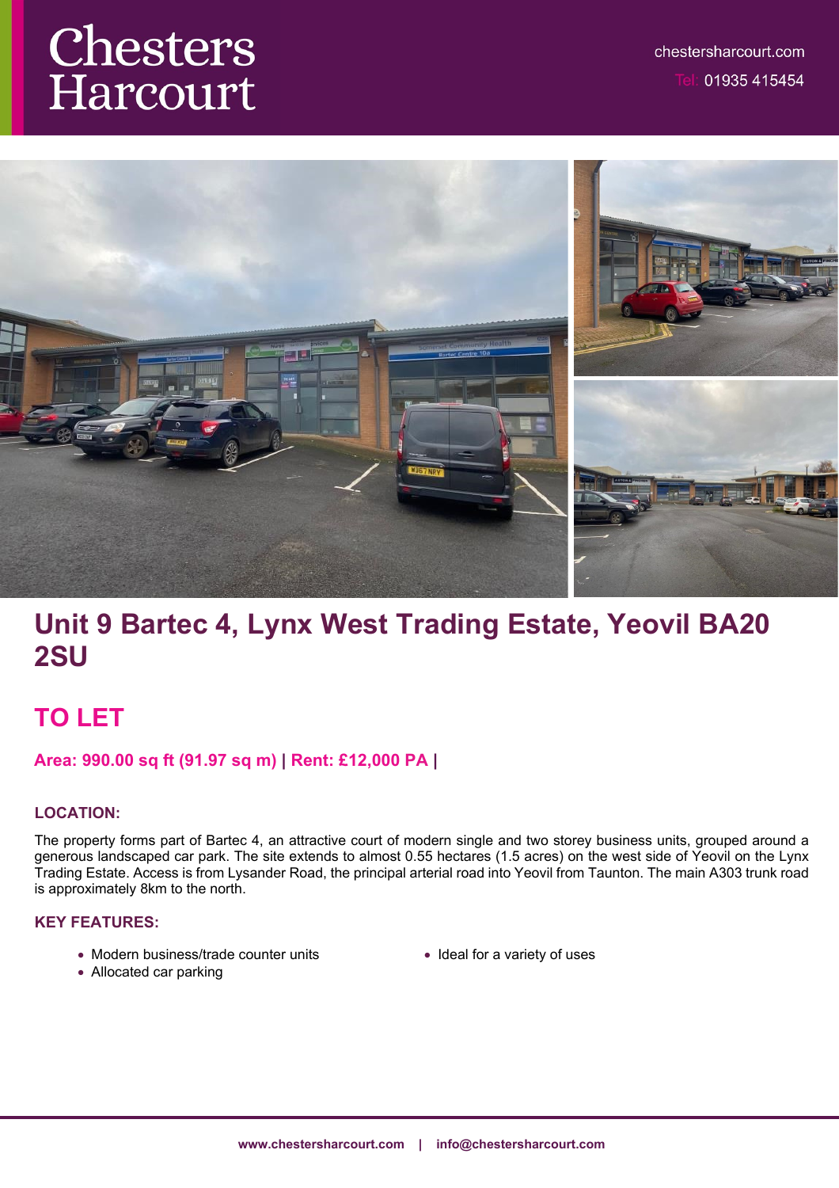# Chesters Harcourt

chestersharcourt.com
Tel: 01935 415454

# Unit 9 Bartec 4, Lynx West Trading Estate, Yeovil BA20 2SU

## TO LET

**Area: 990.00 sq ft (91.97 sq m) | Rent: £12,000 PA |**

### LOCATION:

The property forms part of Bartec 4, an attractive court of modern single and two storey business units, grouped around a generous landscaped car park. The site extends to almost 0.55 hectares (1.5 acres) on the west side of Yeovil on the Lynx Trading Estate. Access is from Lysander Road, the principal arterial road into Yeovil from Taunton. The main A303 trunk road is approximately 8km to the north.

### KEY FEATURES:

- Modern business/trade counter units
- Allocated car parking
- Ideal for a variety of uses

**www.chestersharcourt.com | info@chestersharcourt.com**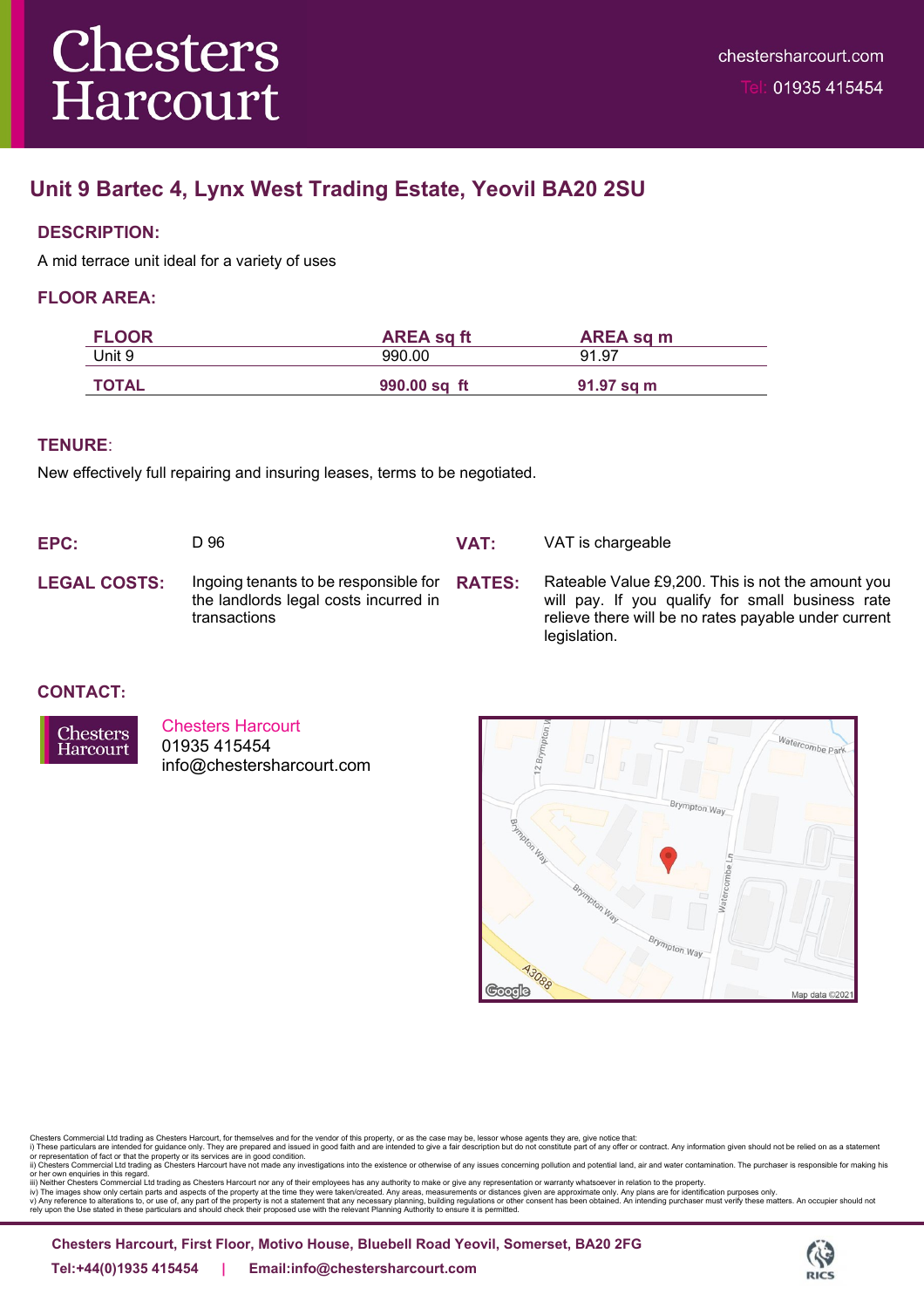# Chesters Harcourt

chestersharcourt.com

Tel: 01935 415454

## Unit 9 Bartec 4, Lynx West Trading Estate, Yeovil BA20 2SU

### DESCRIPTION:

A mid terrace unit ideal for a variety of uses

### FLOOR AREA:

| FLOOR | AREA sq ft | AREA sq m |
|---|---|---|
| Unit 9 | 990.00 | 91.97 |
| **TOTAL** | **990.00 sq ft** | **91.97 sq m** |

### TENURE:

New effectively full repairing and insuring leases, terms to be negotiated.

**EPC:** D 96

**VAT:** VAT is chargeable

**LEGAL COSTS:** Ingoing tenants to be responsible for the landlords legal costs incurred in transactions

**RATES:** Rateable Value £9,200. This is not the amount you will pay. If you qualify for small business rate relieve there will be no rates payable under current legislation.

### CONTACT:

Chesters Harcourt
01935 415454
info@chestersharcourt.com

Chesters Commercial Ltd trading as Chesters Harcourt, for themselves and for the vendor of this property, or as the case may be, lessor whose agents they are, give notice that:
i) These particulars are intended for guidance only. They are prepared and issued in good faith and are intended to give a fair description but do not constitute part of any offer or contract. Any information given should not be relied on as a statement or representation of fact or that the property or its services are in good condition.
ii) Chesters Commercial Ltd trading as Chesters Harcourt have not made any investigations into the existence or otherwise of any issues concerning pollution and potential land, air and water contamination. The purchaser is responsible for making his or her own enquiries in this regard.
iii) Neither Chesters Commercial Ltd trading as Chesters Harcourt nor any of their employees has any authority to make or give any representation or warranty whatsoever in relation to the property.
iv) The images show only certain parts and aspects of the property at the time they were taken/created. Any areas, measurements or distances given are approximate only. Any plans are for identification purposes only.
v) Any reference to alterations to, or use of, any part of the property is not a statement that any necessary planning, building regulations or other consent has been obtained. An intending purchaser must verify these matters. An occupier should not rely upon the Use stated in these particulars and should check their proposed use with the relevant Planning Authority to ensure it is permitted.

**Chesters Harcourt, First Floor, Motivo House, Bluebell Road Yeovil, Somerset, BA20 2FG**

**Tel:+44(0)1935 415454 | Email:info@chestersharcourt.com**